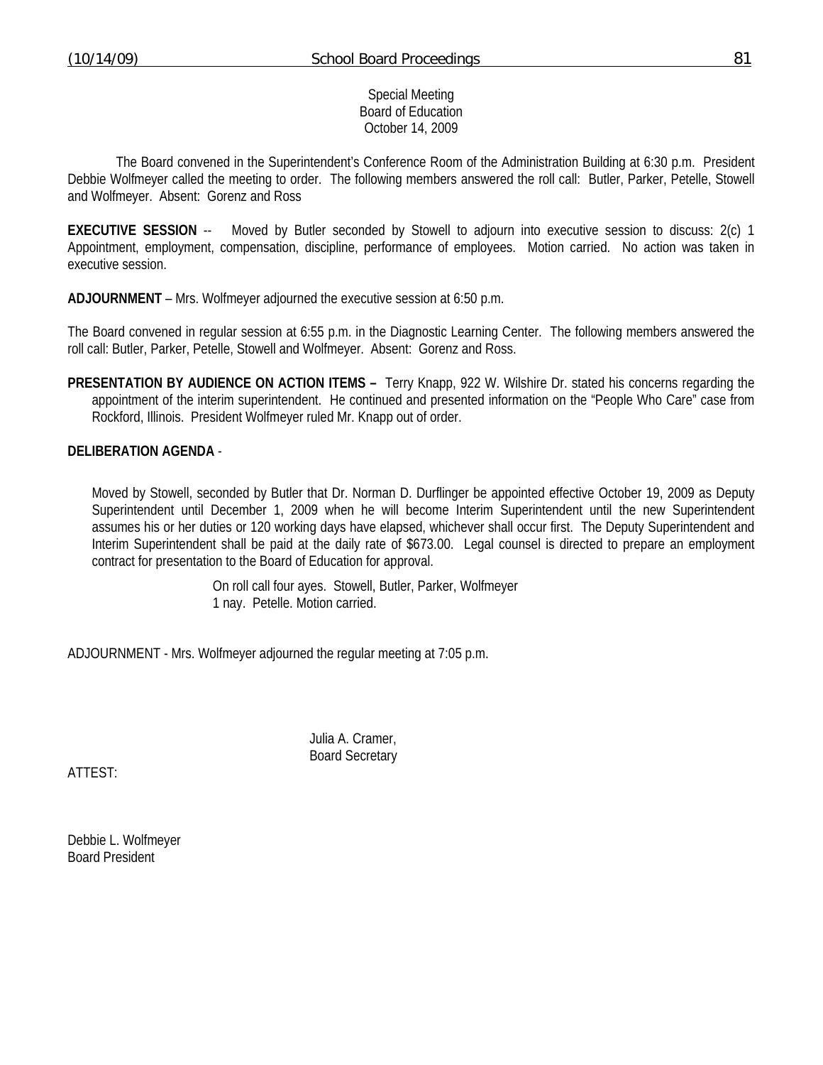Special Meeting
Board of Education
October 14, 2009

The Board convened in the Superintendent's Conference Room of the Administration Building at 6:30 p.m. President Debbie Wolfmeyer called the meeting to order. The following members answered the roll call: Butler, Parker, Petelle, Stowell and Wolfmeyer. Absent: Gorenz and Ross

**EXECUTIVE SESSION** -- Moved by Butler seconded by Stowell to adjourn into executive session to discuss: 2(c) 1 Appointment, employment, compensation, discipline, performance of employees. Motion carried. No action was taken in executive session.

**ADJOURNMENT** – Mrs. Wolfmeyer adjourned the executive session at 6:50 p.m.

The Board convened in regular session at 6:55 p.m. in the Diagnostic Learning Center. The following members answered the roll call: Butler, Parker, Petelle, Stowell and Wolfmeyer. Absent: Gorenz and Ross.

**PRESENTATION BY AUDIENCE ON ACTION ITEMS –** Terry Knapp, 922 W. Wilshire Dr. stated his concerns regarding the appointment of the interim superintendent. He continued and presented information on the "People Who Care" case from Rockford, Illinois. President Wolfmeyer ruled Mr. Knapp out of order.

**DELIBERATION AGENDA** -

Moved by Stowell, seconded by Butler that Dr. Norman D. Durflinger be appointed effective October 19, 2009 as Deputy Superintendent until December 1, 2009 when he will become Interim Superintendent until the new Superintendent assumes his or her duties or 120 working days have elapsed, whichever shall occur first. The Deputy Superintendent and Interim Superintendent shall be paid at the daily rate of $673.00. Legal counsel is directed to prepare an employment contract for presentation to the Board of Education for approval.

On roll call four ayes. Stowell, Butler, Parker, Wolfmeyer
1 nay. Petelle. Motion carried.

ADJOURNMENT - Mrs. Wolfmeyer adjourned the regular meeting at 7:05 p.m.

Julia A. Cramer,
Board Secretary

ATTEST:

Debbie L. Wolfmeyer
Board President